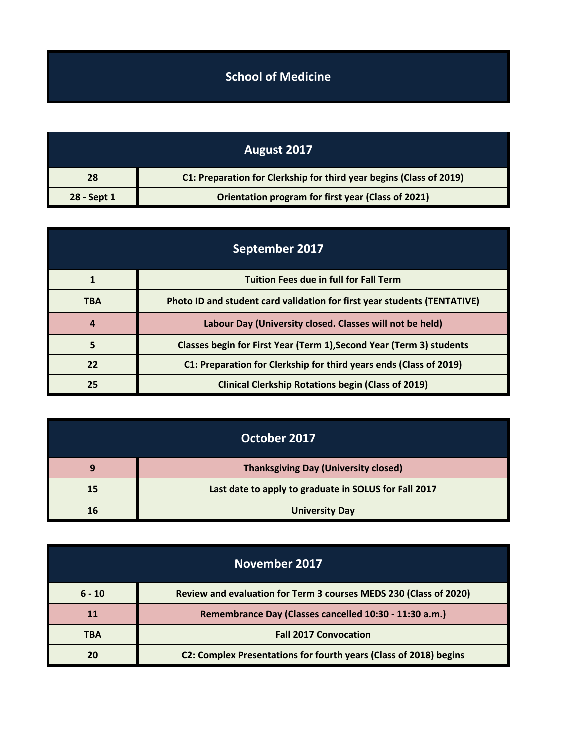# School of Medicine

| August 2017 | |
|---|---|
| 28 | C1: Preparation for Clerkship for third year begins (Class of 2019) |
| 28 - Sept 1 | Orientation program for first year (Class of 2021) |

| September 2017 | |
|---|---|
| 1 | Tuition Fees due in full for Fall Term |
| TBA | Photo ID and student card validation for first year students (TENTATIVE) |
| 4 | Labour Day (University closed. Classes will not be held) |
| 5 | Classes begin for First Year (Term 1),Second Year (Term 3) students |
| 22 | C1: Preparation for Clerkship for third years ends (Class of 2019) |
| 25 | Clinical Clerkship Rotations begin (Class of 2019) |

| October 2017 | |
|---|---|
| 9 | Thanksgiving Day (University closed) |
| 15 | Last date to apply to graduate in SOLUS for Fall 2017 |
| 16 | University Day |

| November 2017 | |
|---|---|
| 6 - 10 | Review and evaluation for Term 3 courses MEDS 230 (Class of 2020) |
| 11 | Remembrance Day (Classes cancelled 10:30 - 11:30 a.m.) |
| TBA | Fall 2017 Convocation |
| 20 | C2: Complex Presentations for fourth years (Class of 2018) begins |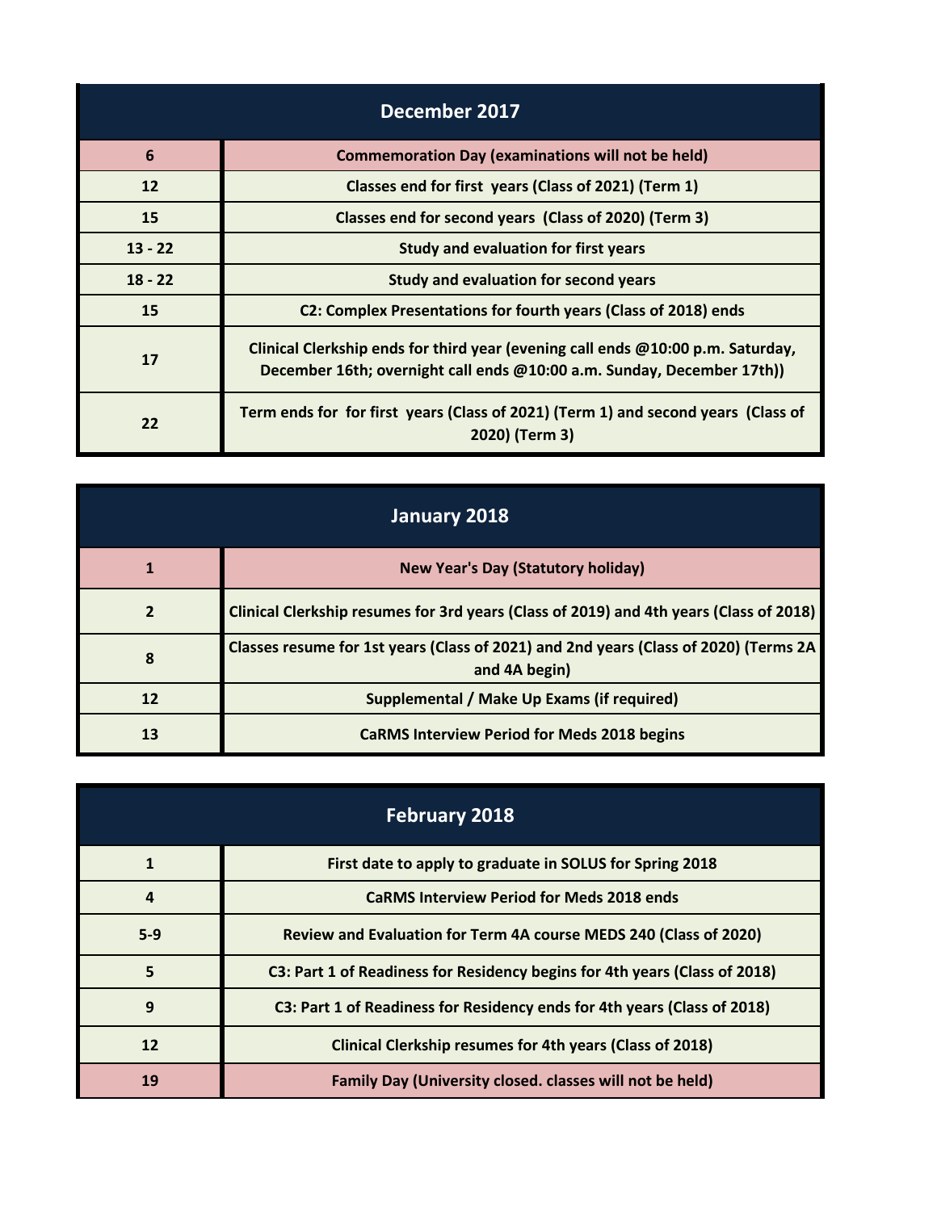| December 2017 | |
|---|---|
| 6 | Commemoration Day (examinations will not be held) |
| 12 | Classes end for first years (Class of 2021) (Term 1) |
| 15 | Classes end for second years (Class of 2020) (Term 3) |
| 13 - 22 | Study and evaluation for first years |
| 18 - 22 | Study and evaluation for second years |
| 15 | C2: Complex Presentations for fourth years (Class of 2018) ends |
| 17 | Clinical Clerkship ends for third year (evening call ends @10:00 p.m. Saturday, December 16th; overnight call ends @10:00 a.m. Sunday, December 17th)) |
| 22 | Term ends for for first years (Class of 2021) (Term 1) and second years (Class of 2020) (Term 3) |

| January 2018 | |
|---|---|
| 1 | New Year's Day (Statutory holiday) |
| 2 | Clinical Clerkship resumes for 3rd years (Class of 2019) and 4th years (Class of 2018) |
| 8 | Classes resume for 1st years (Class of 2021) and 2nd years (Class of 2020) (Terms 2A and 4A begin) |
| 12 | Supplemental / Make Up Exams (if required) |
| 13 | CaRMS Interview Period for Meds 2018 begins |

| February 2018 | |
|---|---|
| 1 | First date to apply to graduate in SOLUS for Spring 2018 |
| 4 | CaRMS Interview Period for Meds 2018 ends |
| 5-9 | Review and Evaluation for Term 4A course MEDS 240 (Class of 2020) |
| 5 | C3: Part 1 of Readiness for Residency begins for 4th years (Class of 2018) |
| 9 | C3: Part 1 of Readiness for Residency ends for 4th years (Class of 2018) |
| 12 | Clinical Clerkship resumes for 4th years (Class of 2018) |
| 19 | Family Day (University closed. classes will not be held) |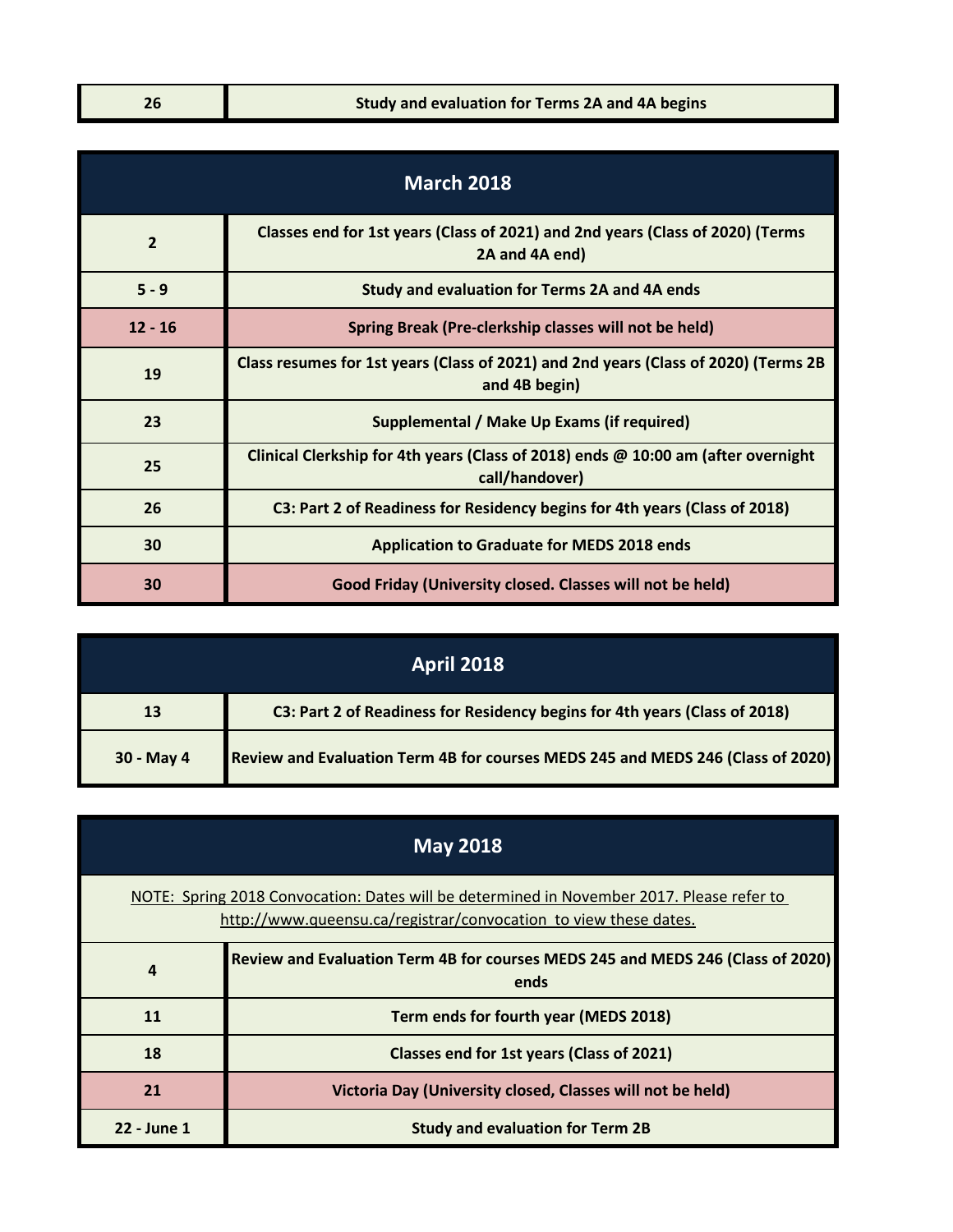| | |
|---|---|
| 26 | Study and evaluation for Terms 2A and 4A begins |

## March 2018

| | |
|---|---|
| 2 | Classes end for 1st years (Class of 2021) and 2nd years (Class of 2020) (Terms 2A and 4A end) |
| 5 - 9 | Study and evaluation for Terms 2A and 4A ends |
| 12 - 16 | Spring Break (Pre-clerkship classes will not be held) |
| 19 | Class resumes for 1st years (Class of 2021) and 2nd years (Class of 2020) (Terms 2B and 4B begin) |
| 23 | Supplemental / Make Up Exams (if required) |
| 25 | Clinical Clerkship for 4th years (Class of 2018) ends @ 10:00 am (after overnight call/handover) |
| 26 | C3: Part 2 of Readiness for Residency begins for 4th years (Class of 2018) |
| 30 | Application to Graduate for MEDS 2018 ends |
| 30 | Good Friday (University closed. Classes will not be held) |

## April 2018

| | |
|---|---|
| 13 | C3: Part 2 of Readiness for Residency begins for 4th years (Class of 2018) |
| 30 - May 4 | Review and Evaluation Term 4B for courses MEDS 245 and MEDS 246 (Class of 2020) |

## May 2018

NOTE: Spring 2018 Convocation: Dates will be determined in November 2017. Please refer to http://www.queensu.ca/registrar/convocation to view these dates.

| | |
|---|---|
| 4 | Review and Evaluation Term 4B for courses MEDS 245 and MEDS 246 (Class of 2020) ends |
| 11 | Term ends for fourth year (MEDS 2018) |
| 18 | Classes end for 1st years (Class of 2021) |
| 21 | Victoria Day (University closed, Classes will not be held) |
| 22 - June 1 | Study and evaluation for Term 2B |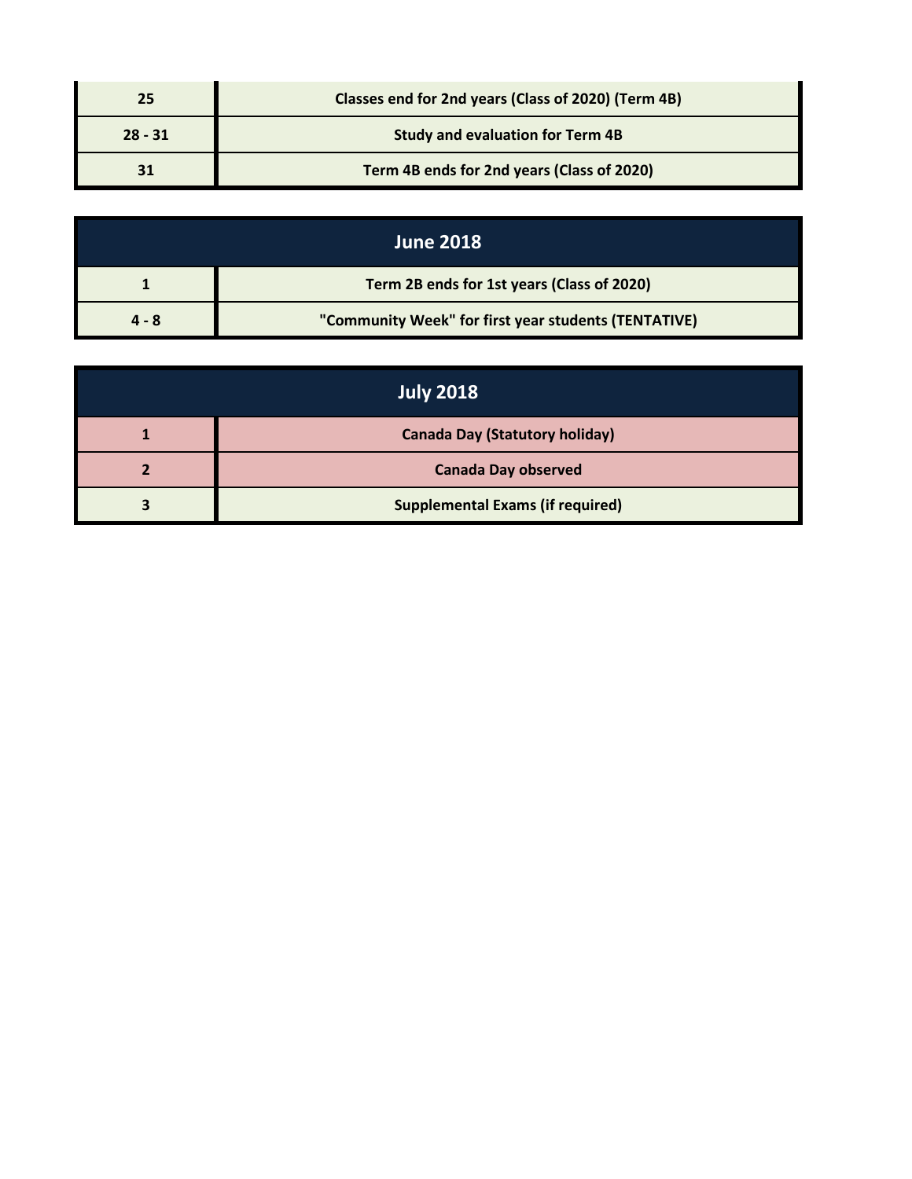| | |
|---|---|
| 25 | Classes end for 2nd years (Class of 2020) (Term 4B) |
| 28 - 31 | Study and evaluation for Term 4B |
| 31 | Term 4B ends for 2nd years (Class of 2020) |

## June 2018

| | |
|---|---|
| 1 | Term 2B ends for 1st years (Class of 2020) |
| 4 - 8 | "Community Week" for first year students (TENTATIVE) |

## July 2018

| | |
|---|---|
| 1 | Canada Day (Statutory holiday) |
| 2 | Canada Day observed |
| 3 | Supplemental Exams (if required) |